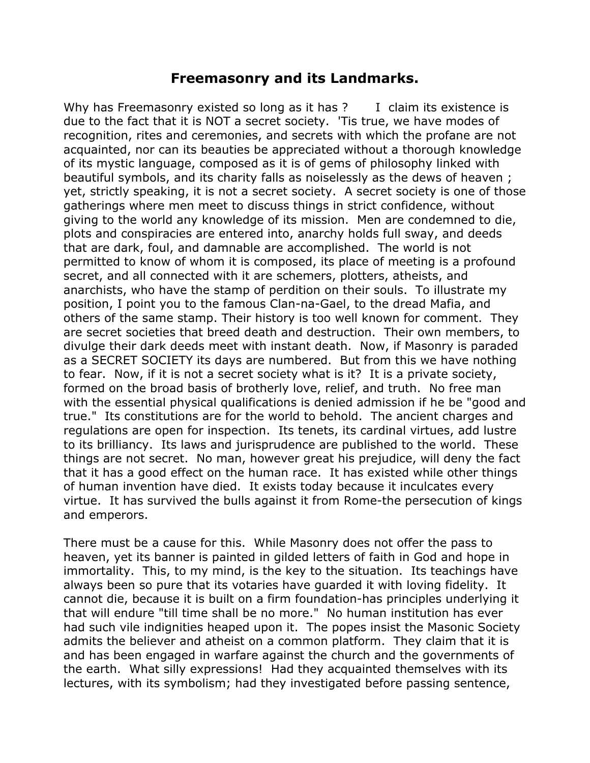# Freemasonry and its Landmarks.

Why has Freemasonry existed so long as it has ? I claim its existence is due to the fact that it is NOT a secret society. 'Tis true, we have modes of recognition, rites and ceremonies, and secrets with which the profane are not acquainted, nor can its beauties be appreciated without a thorough knowledge of its mystic language, composed as it is of gems of philosophy linked with beautiful symbols, and its charity falls as noiselessly as the dews of heaven ; yet, strictly speaking, it is not a secret society. A secret society is one of those gatherings where men meet to discuss things in strict confidence, without giving to the world any knowledge of its mission. Men are condemned to die, plots and conspiracies are entered into, anarchy holds full sway, and deeds that are dark, foul, and damnable are accomplished. The world is not permitted to know of whom it is composed, its place of meeting is a profound secret, and all connected with it are schemers, plotters, atheists, and anarchists, who have the stamp of perdition on their souls. To illustrate my position, I point you to the famous Clan-na-Gael, to the dread Mafia, and others of the same stamp. Their history is too well known for comment. They are secret societies that breed death and destruction. Their own members, to divulge their dark deeds meet with instant death. Now, if Masonry is paraded as a SECRET SOCIETY its days are numbered. But from this we have nothing to fear. Now, if it is not a secret society what is it? It is a private society, formed on the broad basis of brotherly love, relief, and truth. No free man with the essential physical qualifications is denied admission if he be "good and true." Its constitutions are for the world to behold. The ancient charges and regulations are open for inspection. Its tenets, its cardinal virtues, add lustre to its brilliancy. Its laws and jurisprudence are published to the world. These things are not secret. No man, however great his prejudice, will deny the fact that it has a good effect on the human race. It has existed while other things of human invention have died. It exists today because it inculcates every virtue. It has survived the bulls against it from Rome-the persecution of kings and emperors.

There must be a cause for this. While Masonry does not offer the pass to heaven, yet its banner is painted in gilded letters of faith in God and hope in immortality. This, to my mind, is the key to the situation. Its teachings have always been so pure that its votaries have guarded it with loving fidelity. It cannot die, because it is built on a firm foundation-has principles underlying it that will endure "till time shall be no more." No human institution has ever had such vile indignities heaped upon it. The popes insist the Masonic Society admits the believer and atheist on a common platform. They claim that it is and has been engaged in warfare against the church and the governments of the earth. What silly expressions! Had they acquainted themselves with its lectures, with its symbolism; had they investigated before passing sentence,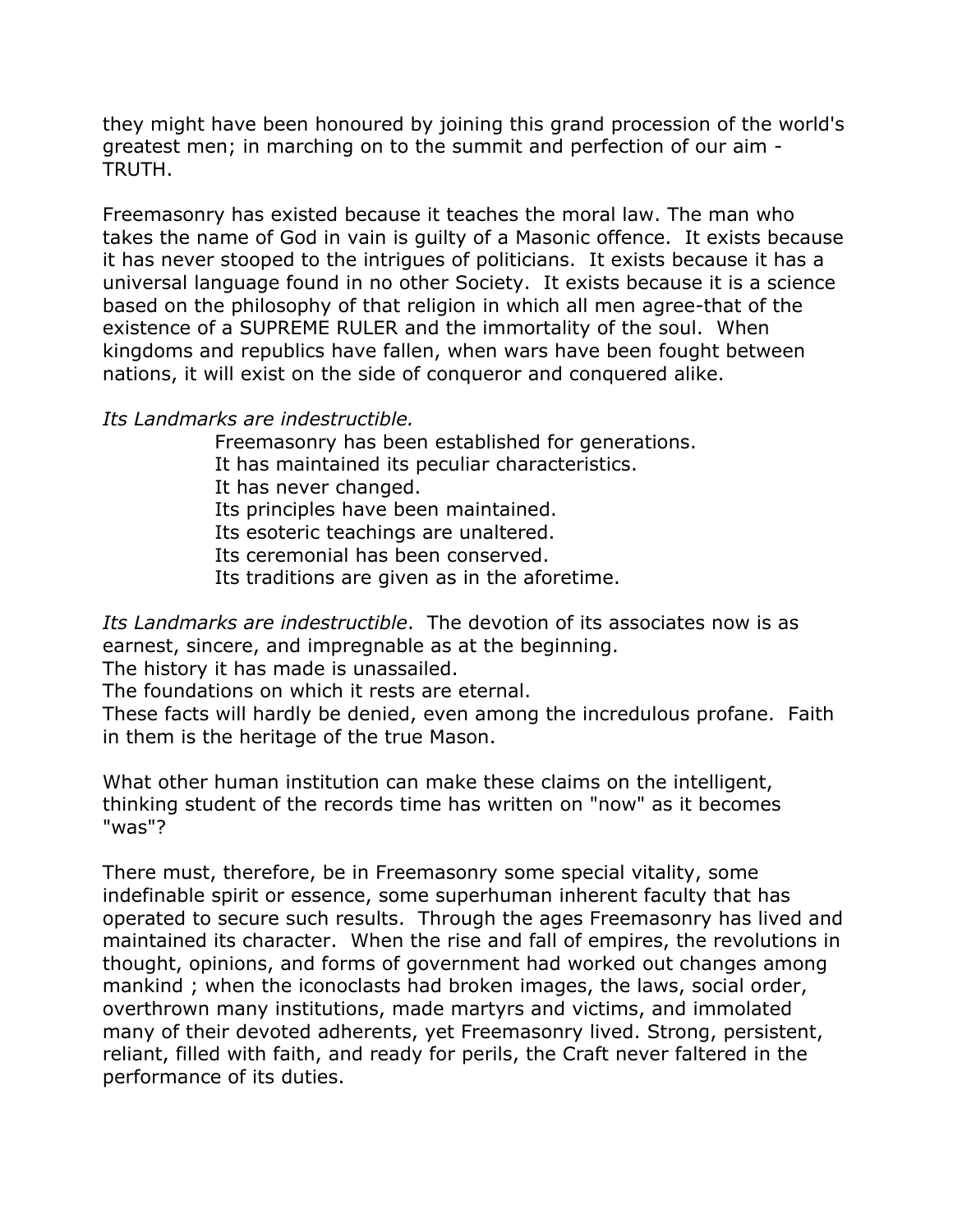they might have been honoured by joining this grand procession of the world's greatest men; in marching on to the summit and perfection of our aim - TRUTH.

Freemasonry has existed because it teaches the moral law. The man who takes the name of God in vain is guilty of a Masonic offence. It exists because it has never stooped to the intrigues of politicians. It exists because it has a universal language found in no other Society. It exists because it is a science based on the philosophy of that religion in which all men agree-that of the existence of a SUPREME RULER and the immortality of the soul. When kingdoms and republics have fallen, when wars have been fought between nations, it will exist on the side of conqueror and conquered alike.

*Its Landmarks are indestructible.*

Freemasonry has been established for generations.
It has maintained its peculiar characteristics.
It has never changed.
Its principles have been maintained.
Its esoteric teachings are unaltered.
Its ceremonial has been conserved.
Its traditions are given as in the aforetime.

*Its Landmarks are indestructible*. The devotion of its associates now is as earnest, sincere, and impregnable as at the beginning.
The history it has made is unassailed.
The foundations on which it rests are eternal.
These facts will hardly be denied, even among the incredulous profane. Faith in them is the heritage of the true Mason.

What other human institution can make these claims on the intelligent, thinking student of the records time has written on "now" as it becomes "was"?

There must, therefore, be in Freemasonry some special vitality, some indefinable spirit or essence, some superhuman inherent faculty that has operated to secure such results. Through the ages Freemasonry has lived and maintained its character. When the rise and fall of empires, the revolutions in thought, opinions, and forms of government had worked out changes among mankind ; when the iconoclasts had broken images, the laws, social order, overthrown many institutions, made martyrs and victims, and immolated many of their devoted adherents, yet Freemasonry lived. Strong, persistent, reliant, filled with faith, and ready for perils, the Craft never faltered in the performance of its duties.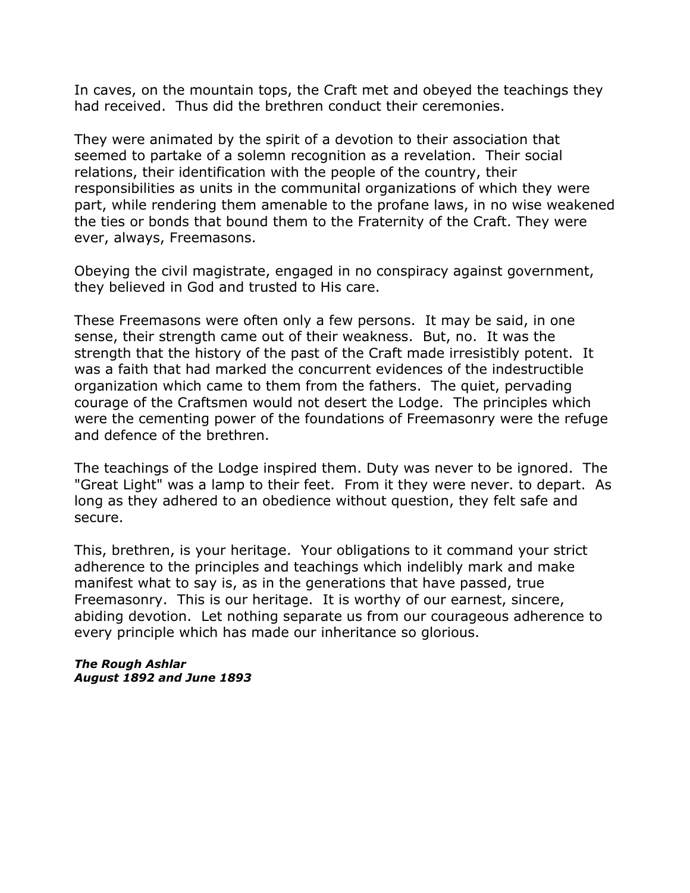In caves, on the mountain tops, the Craft met and obeyed the teachings they had received. Thus did the brethren conduct their ceremonies.

They were animated by the spirit of a devotion to their association that seemed to partake of a solemn recognition as a revelation. Their social relations, their identification with the people of the country, their responsibilities as units in the communital organizations of which they were part, while rendering them amenable to the profane laws, in no wise weakened the ties or bonds that bound them to the Fraternity of the Craft. They were ever, always, Freemasons.

Obeying the civil magistrate, engaged in no conspiracy against government, they believed in God and trusted to His care.

These Freemasons were often only a few persons. It may be said, in one sense, their strength came out of their weakness. But, no. It was the strength that the history of the past of the Craft made irresistibly potent. It was a faith that had marked the concurrent evidences of the indestructible organization which came to them from the fathers. The quiet, pervading courage of the Craftsmen would not desert the Lodge. The principles which were the cementing power of the foundations of Freemasonry were the refuge and defence of the brethren.

The teachings of the Lodge inspired them. Duty was never to be ignored. The "Great Light" was a lamp to their feet. From it they were never. to depart. As long as they adhered to an obedience without question, they felt safe and secure.

This, brethren, is your heritage. Your obligations to it command your strict adherence to the principles and teachings which indelibly mark and make manifest what to say is, as in the generations that have passed, true Freemasonry. This is our heritage. It is worthy of our earnest, sincere, abiding devotion. Let nothing separate us from our courageous adherence to every principle which has made our inheritance so glorious.

***The Rough Ashlar***
***August 1892 and June 1893***